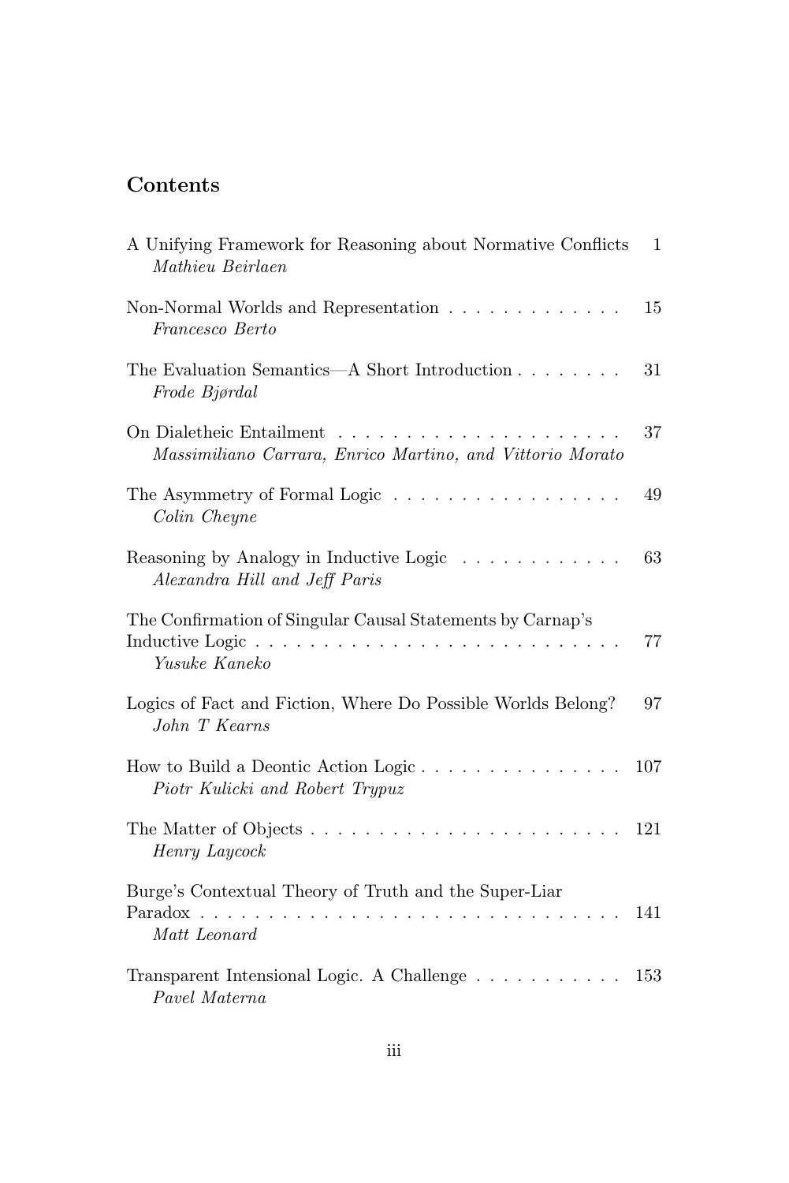## Contents

A Unifying Framework for Reasoning about Normative Conflicts 1
*Mathieu Beirlaen*

Non-Normal Worlds and Representation . . . . . . . . . . . . . 15
*Francesco Berto*

The Evaluation Semantics—A Short Introduction . . . . . . . . 31
*Frode Bjørdal*

On Dialetheic Entailment . . . . . . . . . . . . . . . . . . . . . 37
*Massimiliano Carrara, Enrico Martino, and Vittorio Morato*

The Asymmetry of Formal Logic . . . . . . . . . . . . . . . . . 49
*Colin Cheyne*

Reasoning by Analogy in Inductive Logic . . . . . . . . . . . . 63
*Alexandra Hill and Jeff Paris*

The Confirmation of Singular Causal Statements by Carnap's Inductive Logic . . . . . . . . . . . . . . . . . . . . . . . . . . 77
*Yusuke Kaneko*

Logics of Fact and Fiction, Where Do Possible Worlds Belong? 97
*John T Kearns*

How to Build a Deontic Action Logic . . . . . . . . . . . . . . . 107
*Piotr Kulicki and Robert Trypuz*

The Matter of Objects . . . . . . . . . . . . . . . . . . . . . . . 121
*Henry Laycock*

Burge's Contextual Theory of Truth and the Super-Liar Paradox . . . . . . . . . . . . . . . . . . . . . . . . . . . . . . . 141
*Matt Leonard*

Transparent Intensional Logic. A Challenge . . . . . . . . . . . 153
*Pavel Materna*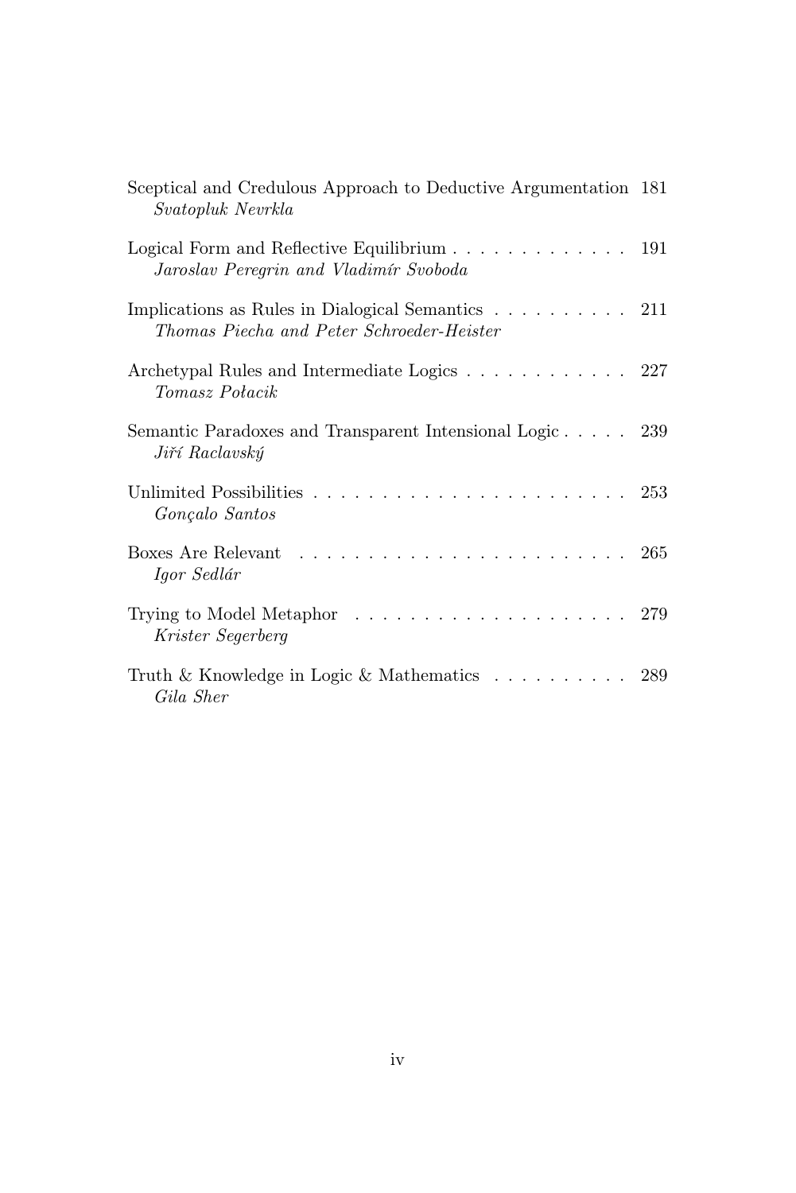Sceptical and Credulous Approach to Deductive Argumentation 181
*Svatopluk Nevrkla*

Logical Form and Reflective Equilibrium . . . . . . . . . . . . . 191
*Jaroslav Peregrin and Vladimír Svoboda*

Implications as Rules in Dialogical Semantics . . . . . . . . . . 211
*Thomas Piecha and Peter Schroeder-Heister*

Archetypal Rules and Intermediate Logics . . . . . . . . . . . . 227
*Tomasz Połacik*

Semantic Paradoxes and Transparent Intensional Logic . . . . . 239
*Jiří Raclavský*

Unlimited Possibilities . . . . . . . . . . . . . . . . . . . . . . . 253
*Gonçalo Santos*

Boxes Are Relevant . . . . . . . . . . . . . . . . . . . . . . . . 265
*Igor Sedlár*

Trying to Model Metaphor . . . . . . . . . . . . . . . . . . . . 279
*Krister Segerberg*

Truth & Knowledge in Logic & Mathematics . . . . . . . . . . 289
*Gila Sher*